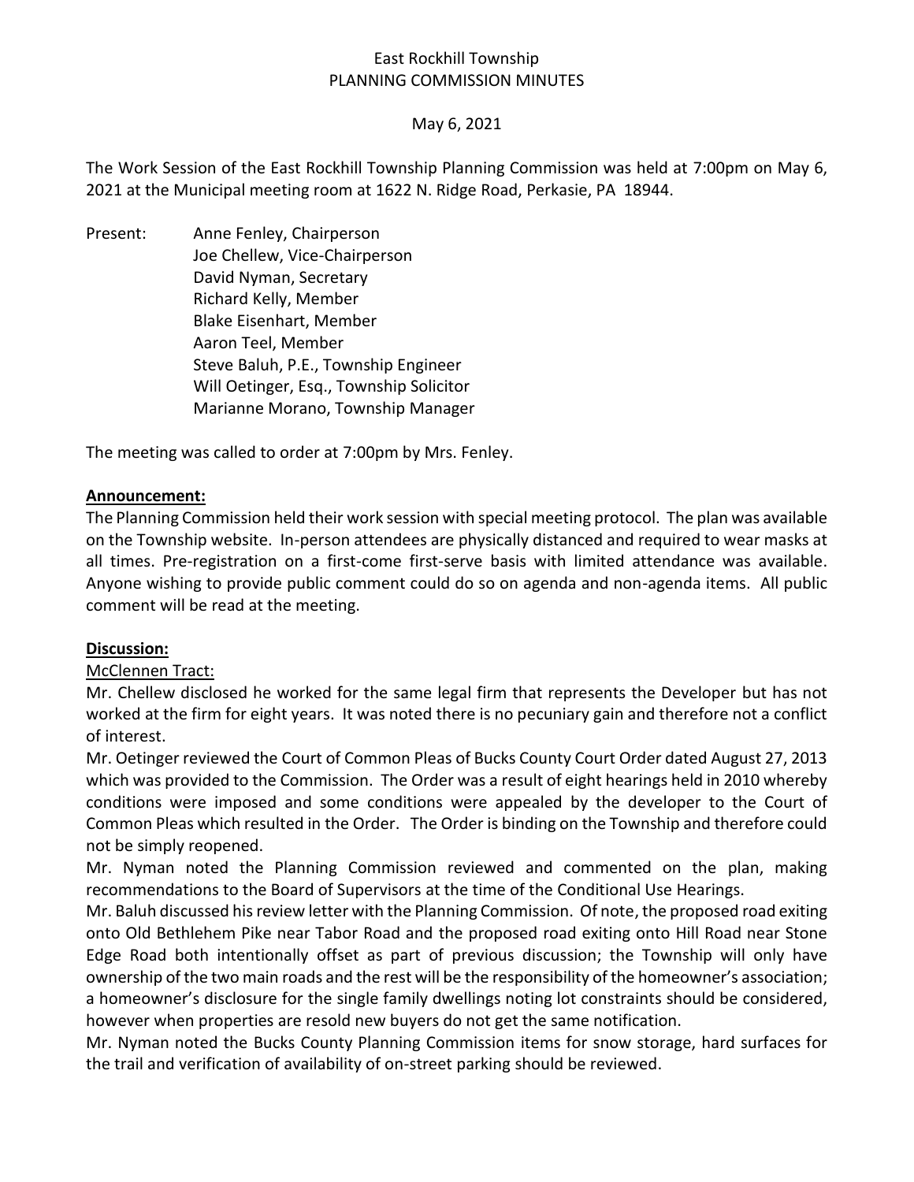East Rockhill Township
PLANNING COMMISSION MINUTES

May 6, 2021

The Work Session of the East Rockhill Township Planning Commission was held at 7:00pm on May 6, 2021 at the Municipal meeting room at 1622 N. Ridge Road, Perkasie, PA 18944.

Present:
- Anne Fenley, Chairperson
- Joe Chellew, Vice-Chairperson
- David Nyman, Secretary
- Richard Kelly, Member
- Blake Eisenhart, Member
- Aaron Teel, Member
- Steve Baluh, P.E., Township Engineer
- Will Oetinger, Esq., Township Solicitor
- Marianne Morano, Township Manager

The meeting was called to order at 7:00pm by Mrs. Fenley.

**Announcement:**

The Planning Commission held their work session with special meeting protocol. The plan was available on the Township website. In-person attendees are physically distanced and required to wear masks at all times. Pre-registration on a first-come first-serve basis with limited attendance was available. Anyone wishing to provide public comment could do so on agenda and non-agenda items. All public comment will be read at the meeting.

**Discussion:**

McClennen Tract:

Mr. Chellew disclosed he worked for the same legal firm that represents the Developer but has not worked at the firm for eight years. It was noted there is no pecuniary gain and therefore not a conflict of interest.

Mr. Oetinger reviewed the Court of Common Pleas of Bucks County Court Order dated August 27, 2013 which was provided to the Commission. The Order was a result of eight hearings held in 2010 whereby conditions were imposed and some conditions were appealed by the developer to the Court of Common Pleas which resulted in the Order. The Order is binding on the Township and therefore could not be simply reopened.

Mr. Nyman noted the Planning Commission reviewed and commented on the plan, making recommendations to the Board of Supervisors at the time of the Conditional Use Hearings.

Mr. Baluh discussed his review letter with the Planning Commission. Of note, the proposed road exiting onto Old Bethlehem Pike near Tabor Road and the proposed road exiting onto Hill Road near Stone Edge Road both intentionally offset as part of previous discussion; the Township will only have ownership of the two main roads and the rest will be the responsibility of the homeowner's association; a homeowner's disclosure for the single family dwellings noting lot constraints should be considered, however when properties are resold new buyers do not get the same notification.

Mr. Nyman noted the Bucks County Planning Commission items for snow storage, hard surfaces for the trail and verification of availability of on-street parking should be reviewed.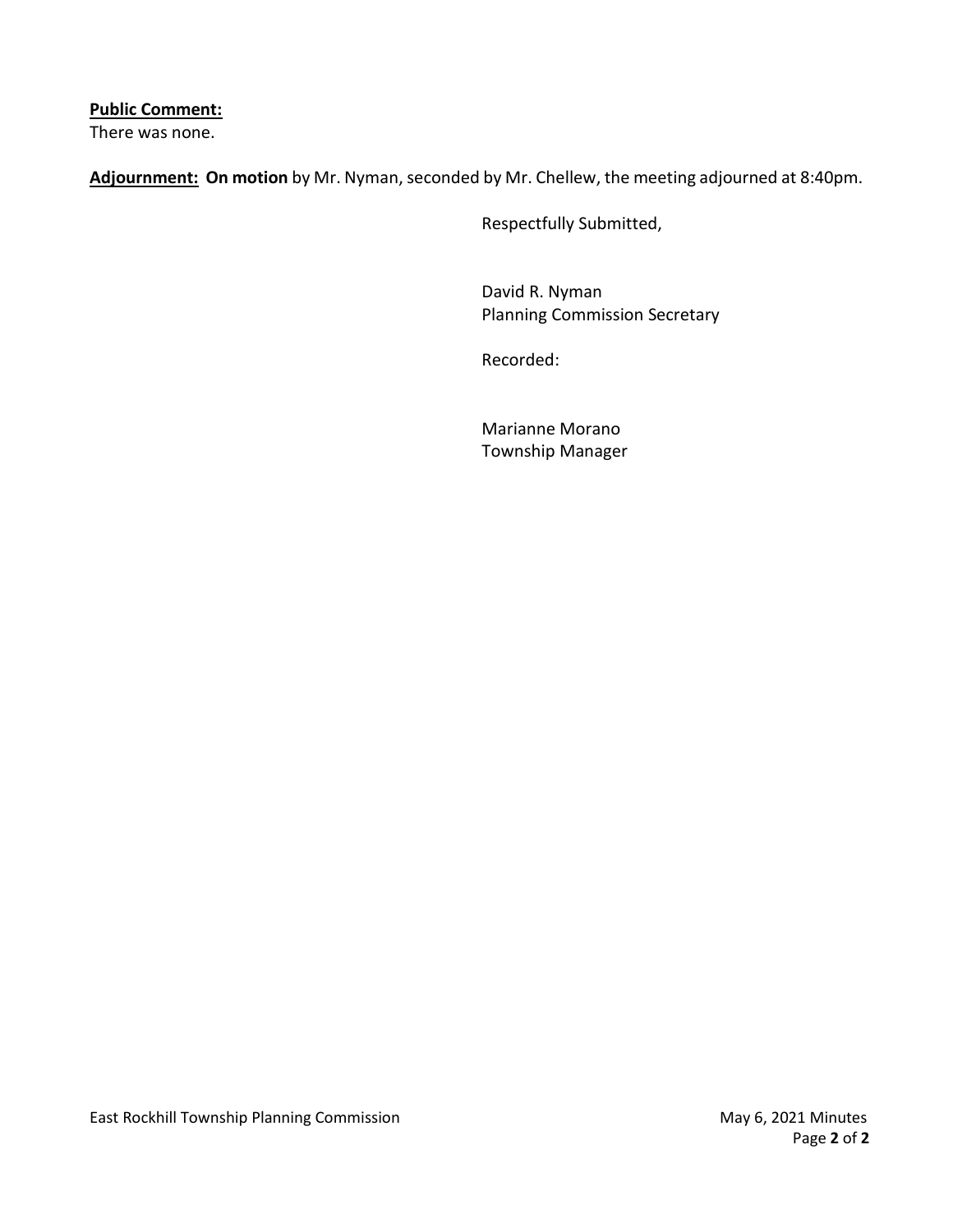**Public Comment:**
There was none.

**Adjournment:** **On motion** by Mr. Nyman, seconded by Mr. Chellew, the meeting adjourned at 8:40pm.

Respectfully Submitted,

David R. Nyman
Planning Commission Secretary

Recorded:

Marianne Morano
Township Manager